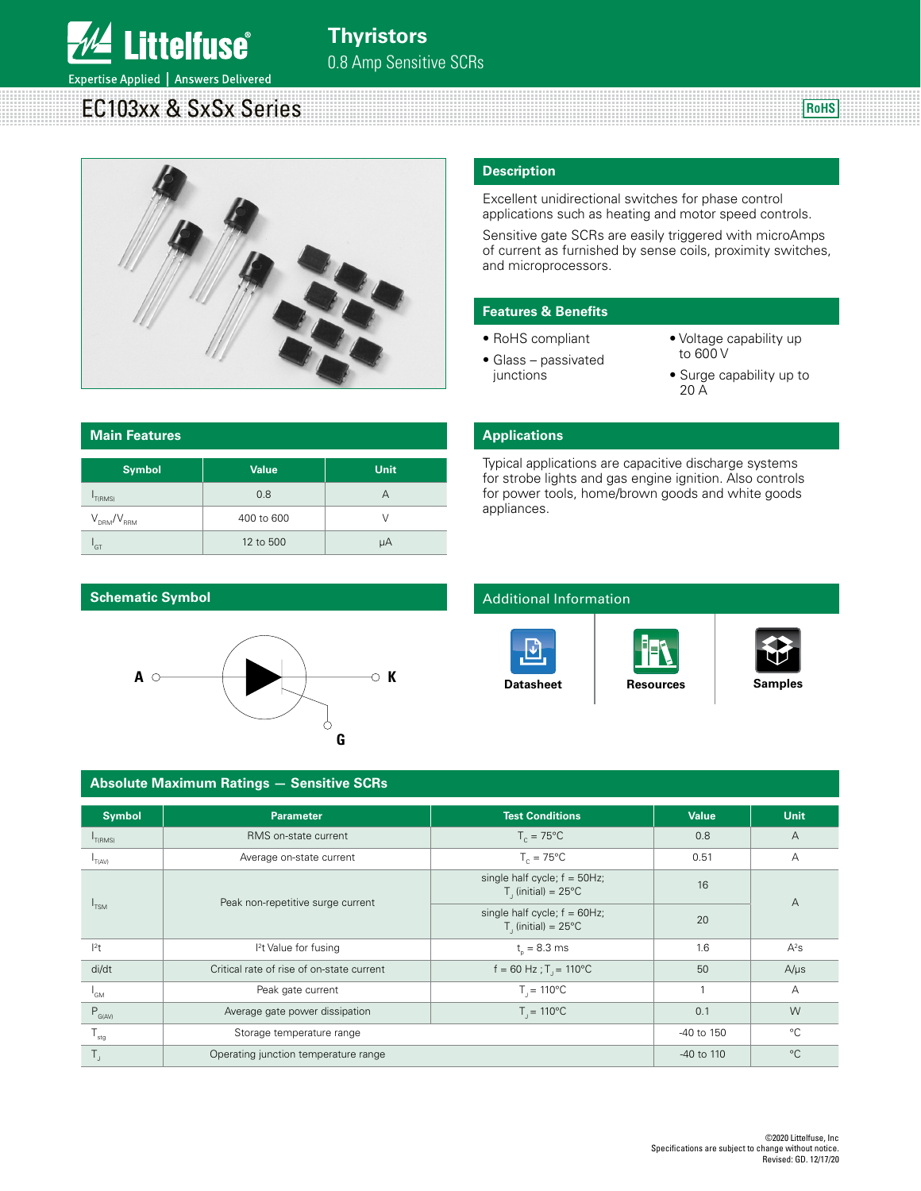# Thyristors

0.8 Amp Sensitive SCRs

## EC103xx & SxSx Series

RoHS

## Description

Excellent unidirectional switches for phase control applications such as heating and motor speed controls.

Sensitive gate SCRs are easily triggered with microAmps of current as furnished by sense coils, proximity switches, and microprocessors.

## Features & Benefits

- RoHS compliant
- Glass – passivated junctions
- Voltage capability up to 600 V
- Surge capability up to 20 A

## Main Features

| Symbol | Value | Unit |
|---|---|---|
| $I_{T(RMS)}$ | 0.8 | A |
| $V_{DRM}/V_{RRM}$ | 400 to 600 | V |
| $I_{GT}$ | 12 to 500 | µA |

## Applications

Typical applications are capacitive discharge systems for strobe lights and gas engine ignition. Also controls for power tools, home/brown goods and white goods appliances.

## Schematic Symbol

A K G

## Additional Information

Datasheet | Resources | Samples

## Absolute Maximum Ratings — Sensitive SCRs

| Symbol | Parameter | Test Conditions | Value | Unit |
|---|---|---|---|---|
| $I_{T(RMS)}$ | RMS on-state current | $T_C$ = 75°C | 0.8 | A |
| $I_{T(AV)}$ | Average on-state current | $T_C$ = 75°C | 0.51 | A |
| $I_{TSM}$ | Peak non-repetitive surge current | single half cycle; f = 50Hz; $T_J$ (initial) = 25°C | 16 | A |
| | | single half cycle; f = 60Hz; $T_J$ (initial) = 25°C | 20 | |
| $I^2t$ | $I^2t$ Value for fusing | $t_p$ = 8.3 ms | 1.6 | $A^2s$ |
| di/dt | Critical rate of rise of on-state current | f = 60 Hz ; $T_J$ = 110°C | 50 | A/µs |
| $I_{GM}$ | Peak gate current | $T_J$ = 110°C | 1 | A |
| $P_{G(AV)}$ | Average gate power dissipation | $T_J$ = 110°C | 0.1 | W |
| $T_{stg}$ | Storage temperature range | | -40 to 150 | °C |
| $T_J$ | Operating junction temperature range | | -40 to 110 | °C |

©2020 Littelfuse, Inc
Specifications are subject to change without notice.
Revised: GD. 12/17/20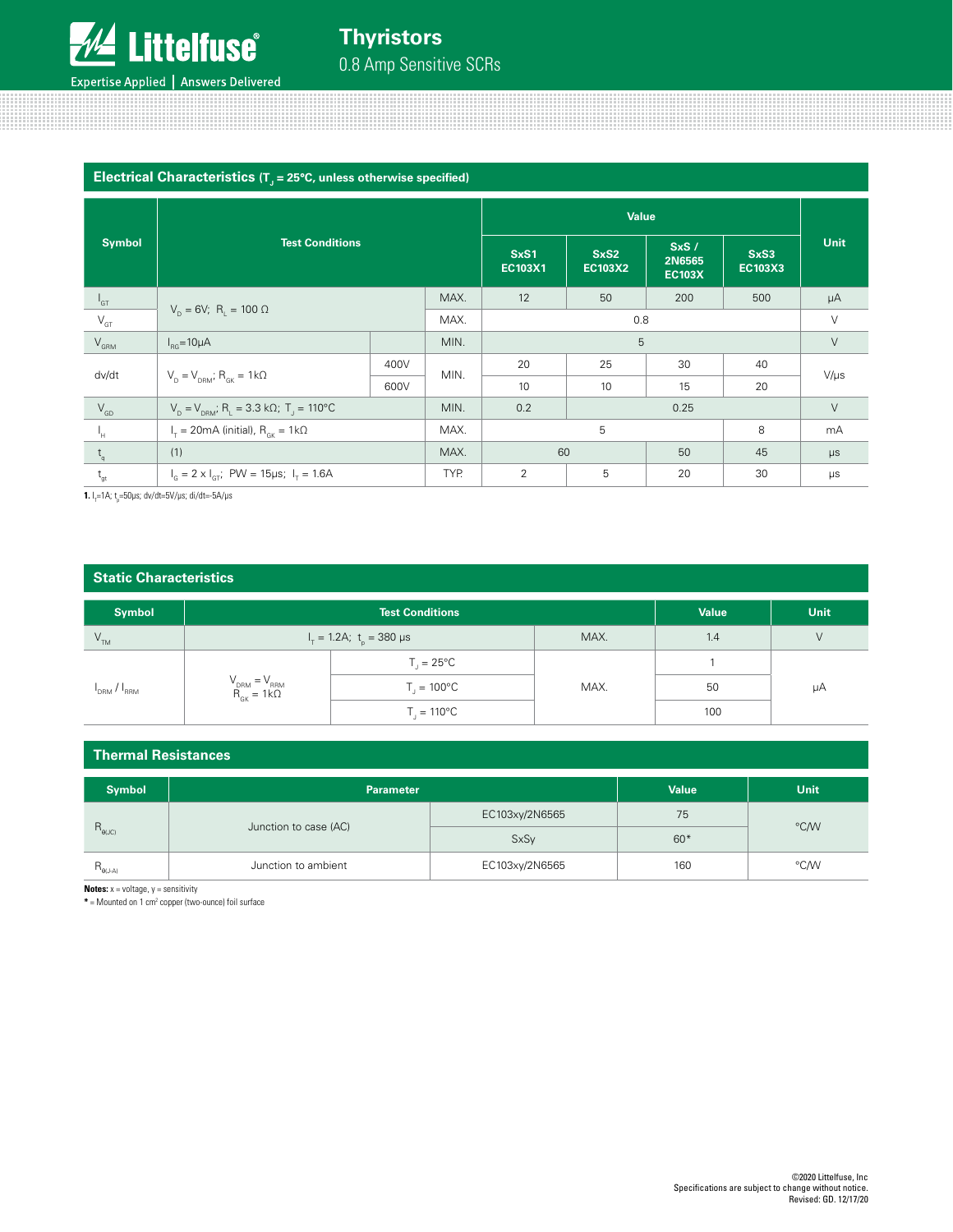## Electrical Characteristics ($T_J$ = 25°C, unless otherwise specified)

| Symbol | Test Conditions | | | Value | | | | Unit |
|---|---|---|---|---|---|---|---|---|
| | | | | SxS1 EC103X1 | SxS2 EC103X2 | SxS / 2N6565 EC103X | SxS3 EC103X3 | |
| $I_{GT}$ | $V_D$ = 6V; $R_L$ = 100 Ω | | MAX. | 12 | 50 | 200 | 500 | µA |
| $V_{GT}$ | $V_D$ = 6V; $R_L$ = 100 Ω | | MAX. | 0.8 | | | | V |
| $V_{GRM}$ | $I_{RG}$=10µA | | MIN. | 5 | | | | V |
| dv/dt | $V_D$ = $V_{DRM}$; $R_{GK}$ = 1kΩ | 400V | MIN. | 20 | 25 | 30 | 40 | V/µs |
| | | 600V | | 10 | 10 | 15 | 20 | |
| $V_{GD}$ | $V_D$ = $V_{DRM}$; $R_L$ = 3.3 kΩ; $T_J$ = 110°C | | MIN. | 0.2 | 0.25 | | | V |
| $I_H$ | $I_T$ = 20mA (initial), $R_{GK}$ = 1kΩ | | MAX. | 5 | | | 8 | mA |
| $t_q$ | (1) | | MAX. | 60 | | 50 | 45 | µs |
| $t_{gt}$ | $I_G$ = 2 x $I_{GT}$; PW = 15µs; $I_T$ = 1.6A | | TYP. | 2 | 5 | 20 | 30 | µs |

**1.** $I_T$=1A; $t_p$=50µs; dv/dt=5V/µs; di/dt=-5A/µs

## Static Characteristics

| Symbol | Test Conditions | | | Value | Unit |
|---|---|---|---|---|---|
| $V_{TM}$ | $I_T$ = 1.2A; $t_p$ = 380 µs | | MAX. | 1.4 | V |
| $I_{DRM}$ / $I_{RRM}$ | $V_{DRM}$ = $V_{RRM}$ $R_{GK}$ = 1kΩ | $T_J$ = 25°C | MAX. | 1 | µA |
| | | $T_J$ = 100°C | | 50 | |
| | | $T_J$ = 110°C | | 100 | |

## Thermal Resistances

| Symbol | Parameter | | Value | Unit |
|---|---|---|---|---|
| $R_{\theta(JC)}$ | Junction to case (AC) | EC103xy/2N6565 | 75 | °C/W |
| | | SxSy | 60* | |
| $R_{\theta(J-A)}$ | Junction to ambient | EC103xy/2N6565 | 160 | °C/W |

**Notes:** x = voltage, y = sensitivity

**\*** = Mounted on 1 cm² copper (two-ounce) foil surface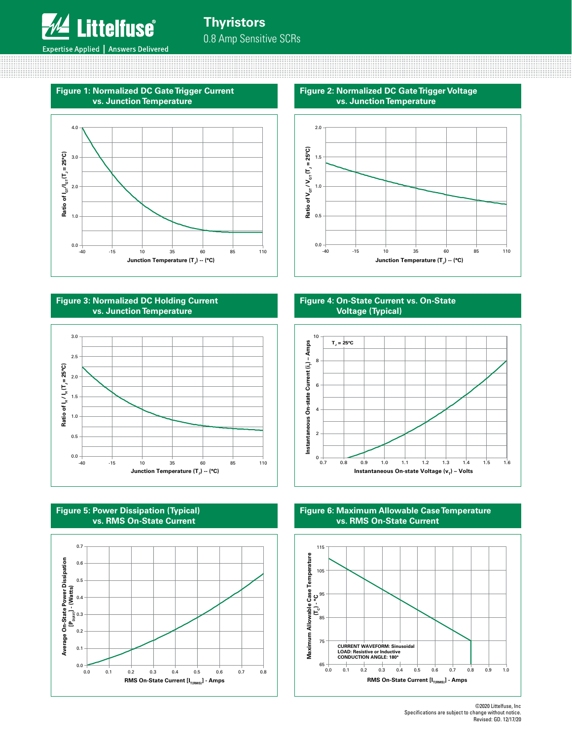## Figure 1: Normalized DC Gate Trigger Current vs. Junction Temperature

Ratio of $I_{GT}/I_{GT}(T_J = 25°C)$ vs. Junction Temperature ($T_J$) -- (°C)

## Figure 2: Normalized DC Gate Trigger Voltage vs. Junction Temperature

Ratio of $V_{GT} / V_{GT}(T_J = 25°C)$ vs. Junction Temperature ($T_J$) -- (°C)

## Figure 3: Normalized DC Holding Current vs. Junction Temperature

Ratio of $I_H / I_H(T_J = 25°C)$ vs. Junction Temperature ($T_J$) -- (°C)

## Figure 4: On-State Current vs. On-State Voltage (Typical)

$T_J = 25°C$

Instantaneous On-state Current ($i_T$) – Amps vs. Instantaneous On-state Voltage ($v_T$) – Volts

## Figure 5: Power Dissipation (Typical) vs. RMS On-State Current

Average On-State Power Dissipation [$P_{D(AV)}$] - (Watts) vs. RMS On-State Current [$I_{T(RMS)}$] - Amps

## Figure 6: Maximum Allowable Case Temperature vs. RMS On-State Current

Maximum Allowable Case Temperature ($T_C$) - °C vs. RMS On-State Current [$I_{T(RMS)}$] - Amps

CURRENT WAVEFORM: Sinusoidal
LOAD: Resistive or Inductive
CONDUCTION ANGLE: 180°

©2020 Littelfuse, Inc
Specifications are subject to change without notice.
Revised: GD. 12/17/20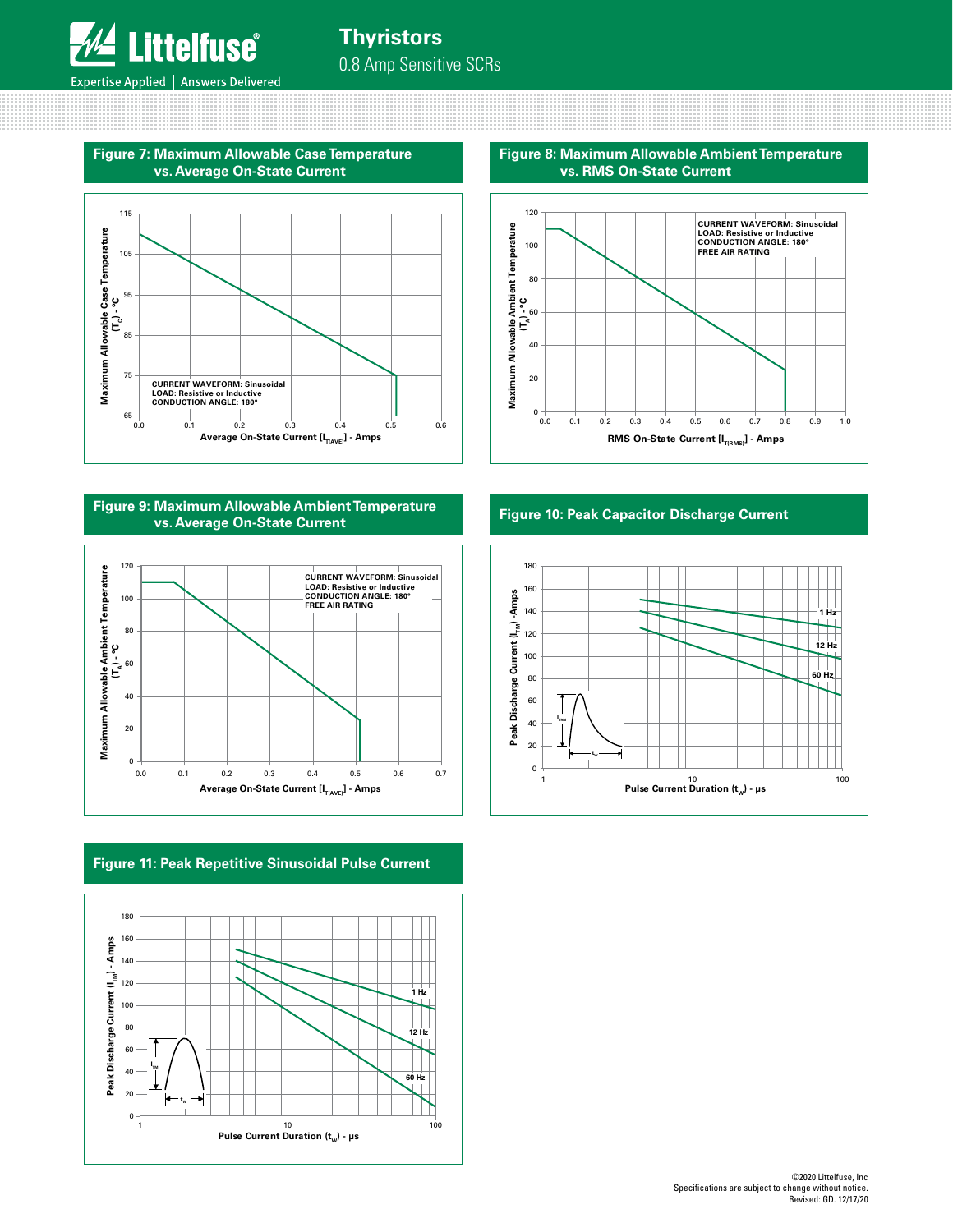## Figure 7: Maximum Allowable Case Temperature vs. Average On-State Current

Maximum Allowable Case Temperature ($T_C$) - °C

Average On-State Current [$I_{T(AVE)}$] - Amps

CURRENT WAVEFORM: Sinusoidal
LOAD: Resistive or Inductive
CONDUCTION ANGLE: 180°

## Figure 8: Maximum Allowable Ambient Temperature vs. RMS On-State Current

Maximum Allowable Ambient Temperature ($T_A$) - °C

RMS On-State Current [$I_{T(RMS)}$] - Amps

CURRENT WAVEFORM: Sinusoidal
LOAD: Resistive or Inductive
CONDUCTION ANGLE: 180°
FREE AIR RATING

## Figure 9: Maximum Allowable Ambient Temperature vs. Average On-State Current

Maximum Allowable Ambient Temperature ($T_A$) - °C

Average On-State Current [$I_{T(AVE)}$] - Amps

CURRENT WAVEFORM: Sinusoidal
LOAD: Resistive or Inductive
CONDUCTION ANGLE: 180°
FREE AIR RATING

## Figure 10: Peak Capacitor Discharge Current

Peak Discharge Current ($I_{TM}$) - Amps

Pulse Current Duration ($t_W$) - µs

1 Hz, 12 Hz, 60 Hz

## Figure 11: Peak Repetitive Sinusoidal Pulse Current

Peak Discharge Current ($I_{TM}$) - Amps

Pulse Current Duration ($t_W$) - µs

1 Hz, 12 Hz, 60 Hz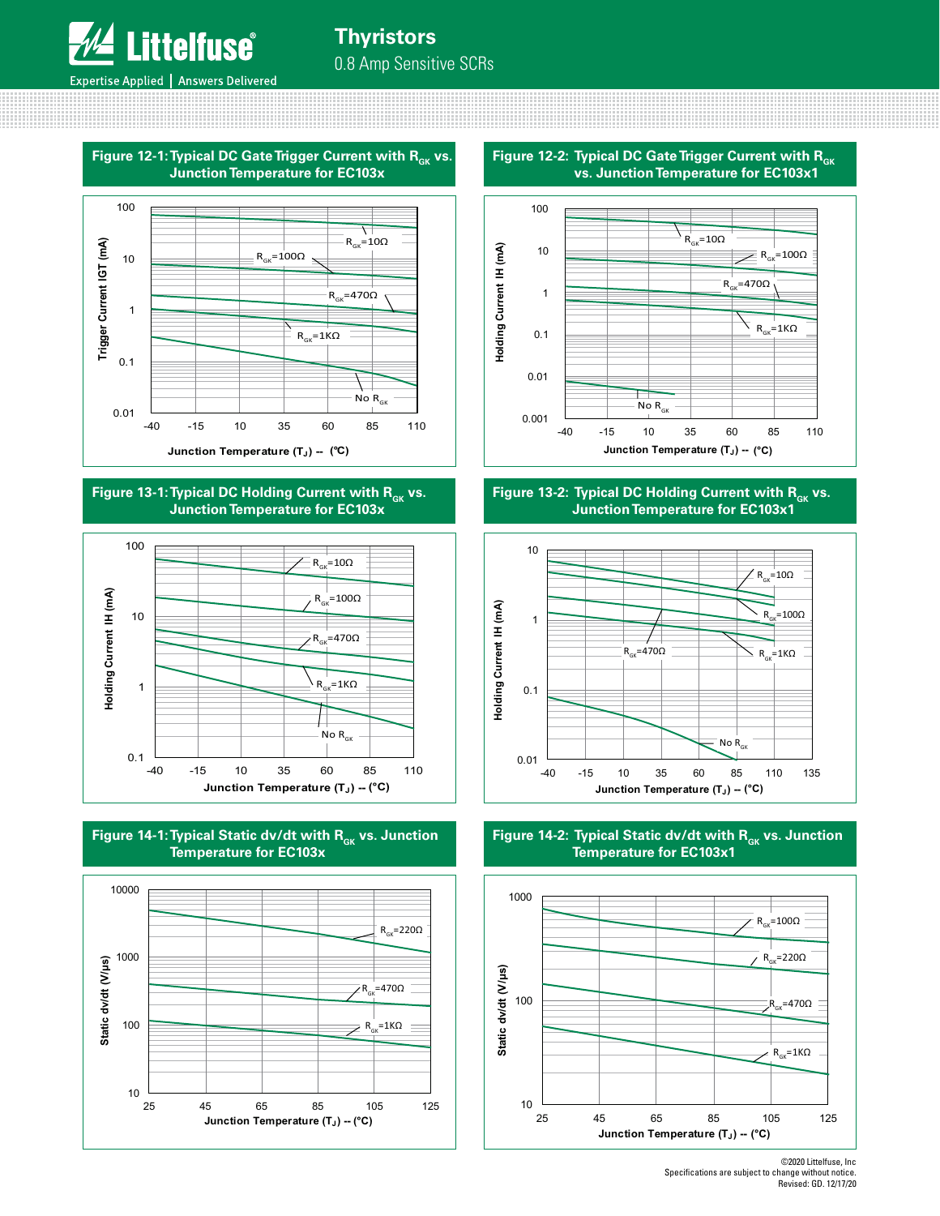## Figure 12-1: Typical DC Gate Trigger Current with $R_{GK}$ vs. Junction Temperature for EC103x

Trigger Current IGT (mA)

100, 10, 1, 0.1, 0.01

$R_{GK}$=10Ω
$R_{GK}$=100Ω
$R_{GK}$=470Ω
$R_{GK}$=1KΩ
No $R_{GK}$

-40, -15, 10, 35, 60, 85, 110

Junction Temperature ($T_J$) -- (ºC)

## Figure 12-2: Typical DC Gate Trigger Current with $R_{GK}$ vs. Junction Temperature for EC103x1

Holding Current IH (mA)

100, 10, 1, 0.1, 0.01, 0.001

$R_{GK}$=10Ω
$R_{GK}$=100Ω
$R_{GK}$=470Ω
$R_{GK}$=1KΩ
No $R_{GK}$

-40, -15, 10, 35, 60, 85, 110

Junction Temperature ($T_J$) -- (ºC)

## Figure 13-1: Typical DC Holding Current with $R_{GK}$ vs. Junction Temperature for EC103x

Holding Current IH (mA)

100, 10, 1, 0.1

$R_{GK}$=10Ω
$R_{GK}$=100Ω
$R_{GK}$=470Ω
$R_{GK}$=1KΩ
No $R_{GK}$

-40, -15, 10, 35, 60, 85, 110

Junction Temperature ($T_J$) -- (°C)

## Figure 13-2: Typical DC Holding Current with $R_{GK}$ vs. Junction Temperature for EC103x1

Holding Current IH (mA)

10, 1, 0.1, 0.01

$R_{GK}$=10Ω
$R_{GK}$=100Ω
$R_{GK}$=470Ω
$R_{GK}$=1KΩ
No $R_{GK}$

-40, -15, 10, 35, 60, 85, 110, 135

Junction Temperature ($T_J$) -- (°C)

## Figure 14-1: Typical Static dv/dt with $R_{GK}$ vs. Junction Temperature for EC103x

Static dv/dt (V/µs)

10000, 1000, 100, 10

$R_{GK}$=220Ω
$R_{GK}$=470Ω
$R_{GK}$=1KΩ

25, 45, 65, 85, 105, 125

Junction Temperature ($T_J$) -- (°C)

## Figure 14-2: Typical Static dv/dt with $R_{GK}$ vs. Junction Temperature for EC103x1

Static dv/dt (V/µs)

1000, 100, 10

$R_{GK}$=100Ω
$R_{GK}$=220Ω
$R_{GK}$=470Ω
$R_{GK}$=1KΩ

25, 45, 65, 85, 105, 125

Junction Temperature ($T_J$) -- (°C)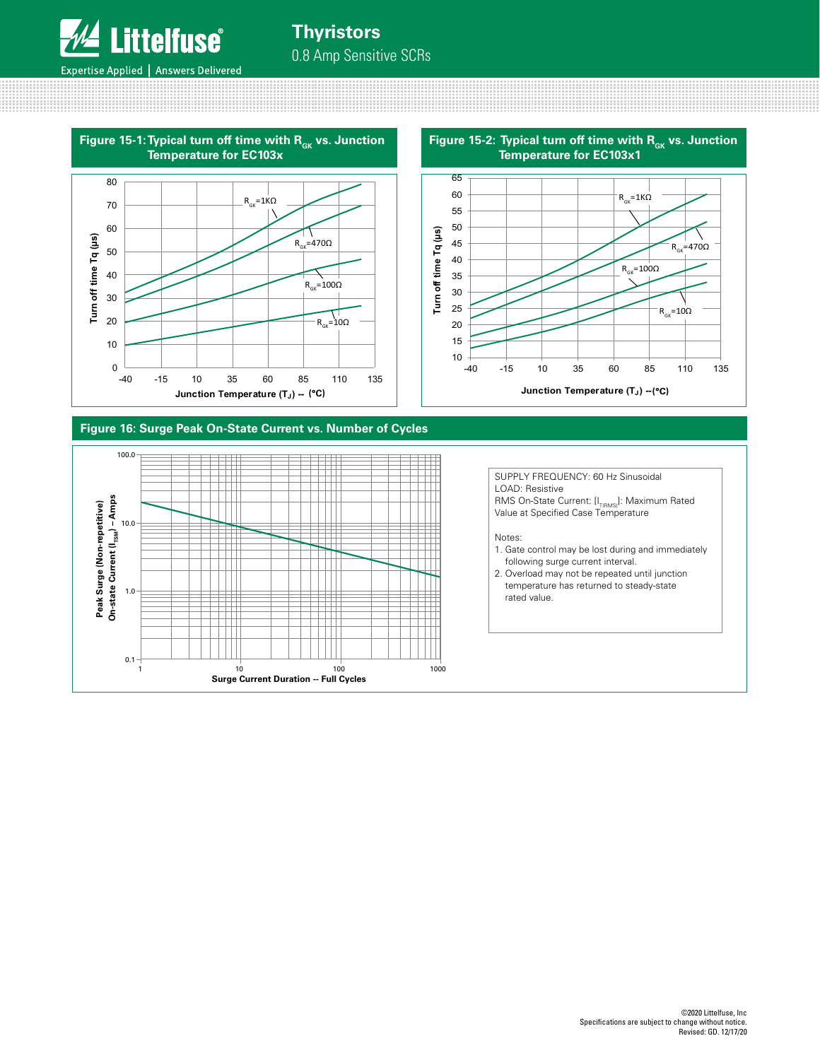## Figure 15-1: Typical turn off time with $R_{GK}$ vs. Junction Temperature for EC103x

Turn off time Tq (µs) vs. Junction Temperature ($T_J$) -- (°C)

Curves: $R_{GK}$=1KΩ, $R_{GK}$=470Ω, $R_{GK}$=100Ω, $R_{GK}$=10Ω

## Figure 15-2: Typical turn off time with $R_{GK}$ vs. Junction Temperature for EC103x1

Turn off time Tq (µs) vs. Junction Temperature ($T_J$) --(°C)

Curves: $R_{GK}$=1KΩ, $R_{GK}$=470Ω, $R_{GK}$=100Ω, $R_{GK}$=10Ω

## Figure 16: Surge Peak On-State Current vs. Number of Cycles

Peak Surge (Non-repetitive) On-state Current ($I_{TSM}$) – Amps vs. Surge Current Duration -- Full Cycles

SUPPLY FREQUENCY: 60 Hz Sinusoidal
LOAD: Resistive
RMS On-State Current: [$I_{T(RMS)}$]: Maximum Rated Value at Specified Case Temperature

Notes:

1. Gate control may be lost during and immediately following surge current interval.
2. Overload may not be repeated until junction temperature has returned to steady-state rated value.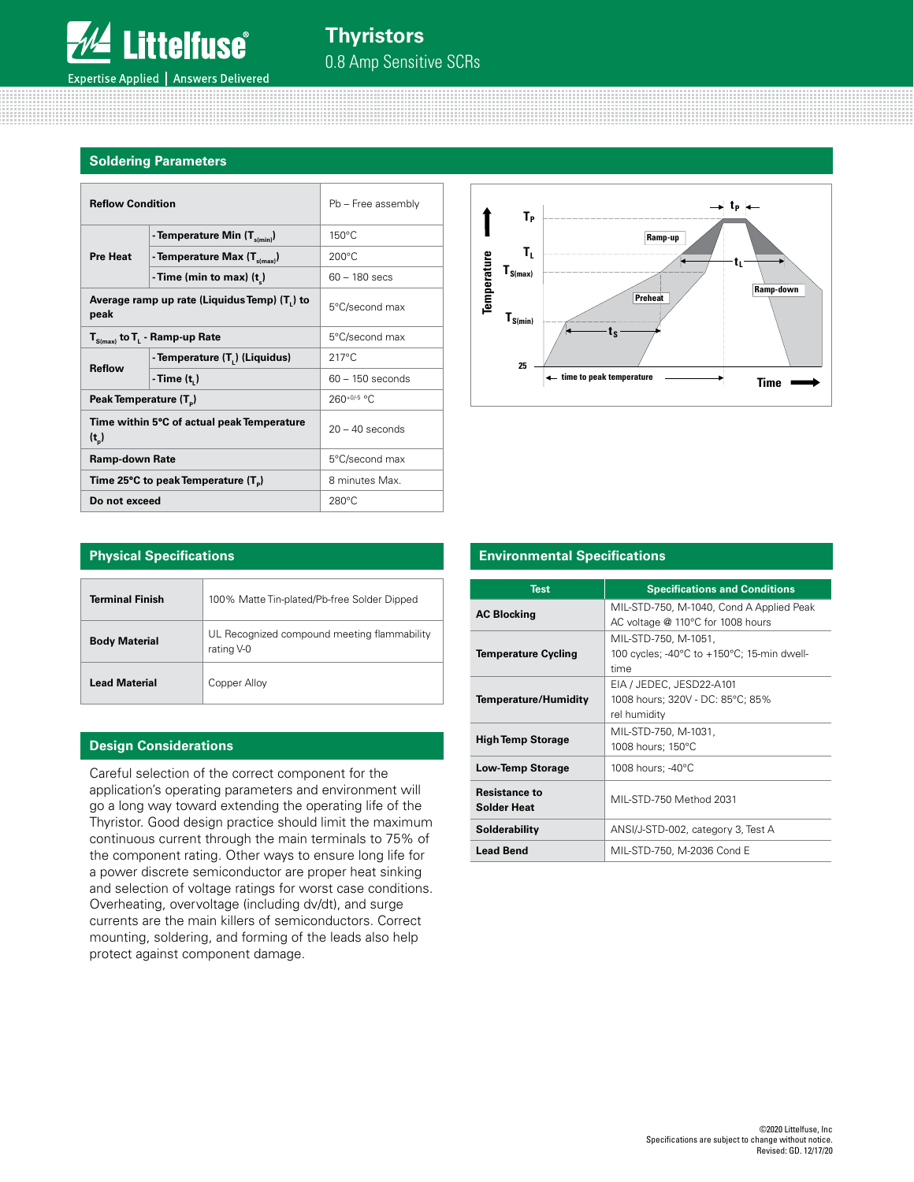## Soldering Parameters

| Reflow Condition | | Pb – Free assembly |
|---|---|---|
| Pre Heat | - Temperature Min ($T_{s(min)}$) | 150°C |
| | - Temperature Max ($T_{s(max)}$) | 200°C |
| | - Time (min to max) ($t_s$) | 60 – 180 secs |
| Average ramp up rate (Liquidus Temp) ($T_L$) to peak | | 5°C/second max |
| $T_{S(max)}$ to $T_L$ - Ramp-up Rate | | 5°C/second max |
| Reflow | - Temperature ($T_L$) (Liquidus) | 217°C |
| | - Time ($t_L$) | 60 – 150 seconds |
| Peak Temperature ($T_P$) | | $260^{+0/-5}$ °C |
| Time within 5°C of actual peak Temperature ($t_p$) | | 20 – 40 seconds |
| Ramp-down Rate | | 5°C/second max |
| Time 25°C to peak Temperature ($T_P$) | | 8 minutes Max. |
| Do not exceed | | 280°C |

## Physical Specifications

| Terminal Finish | 100% Matte Tin-plated/Pb-free Solder Dipped |
|---|---|
| Body Material | UL Recognized compound meeting flammability rating V-0 |
| Lead Material | Copper Alloy |

## Design Considerations

Careful selection of the correct component for the application's operating parameters and environment will go a long way toward extending the operating life of the Thyristor. Good design practice should limit the maximum continuous current through the main terminals to 75% of the component rating. Other ways to ensure long life for a power discrete semiconductor are proper heat sinking and selection of voltage ratings for worst case conditions. Overheating, overvoltage (including dv/dt), and surge currents are the main killers of semiconductors. Correct mounting, soldering, and forming of the leads also help protect against component damage.

## Environmental Specifications

| Test | Specifications and Conditions |
|---|---|
| AC Blocking | MIL-STD-750, M-1040, Cond A Applied Peak AC voltage @ 110°C for 1008 hours |
| Temperature Cycling | MIL-STD-750, M-1051, 100 cycles; -40°C to +150°C; 15-min dwell-time |
| Temperature/Humidity | EIA / JEDEC, JESD22-A101 1008 hours; 320V - DC: 85°C; 85% rel humidity |
| High Temp Storage | MIL-STD-750, M-1031, 1008 hours; 150°C |
| Low-Temp Storage | 1008 hours; -40°C |
| Resistance to Solder Heat | MIL-STD-750 Method 2031 |
| Solderability | ANSI/J-STD-002, category 3, Test A |
| Lead Bend | MIL-STD-750, M-2036 Cond E |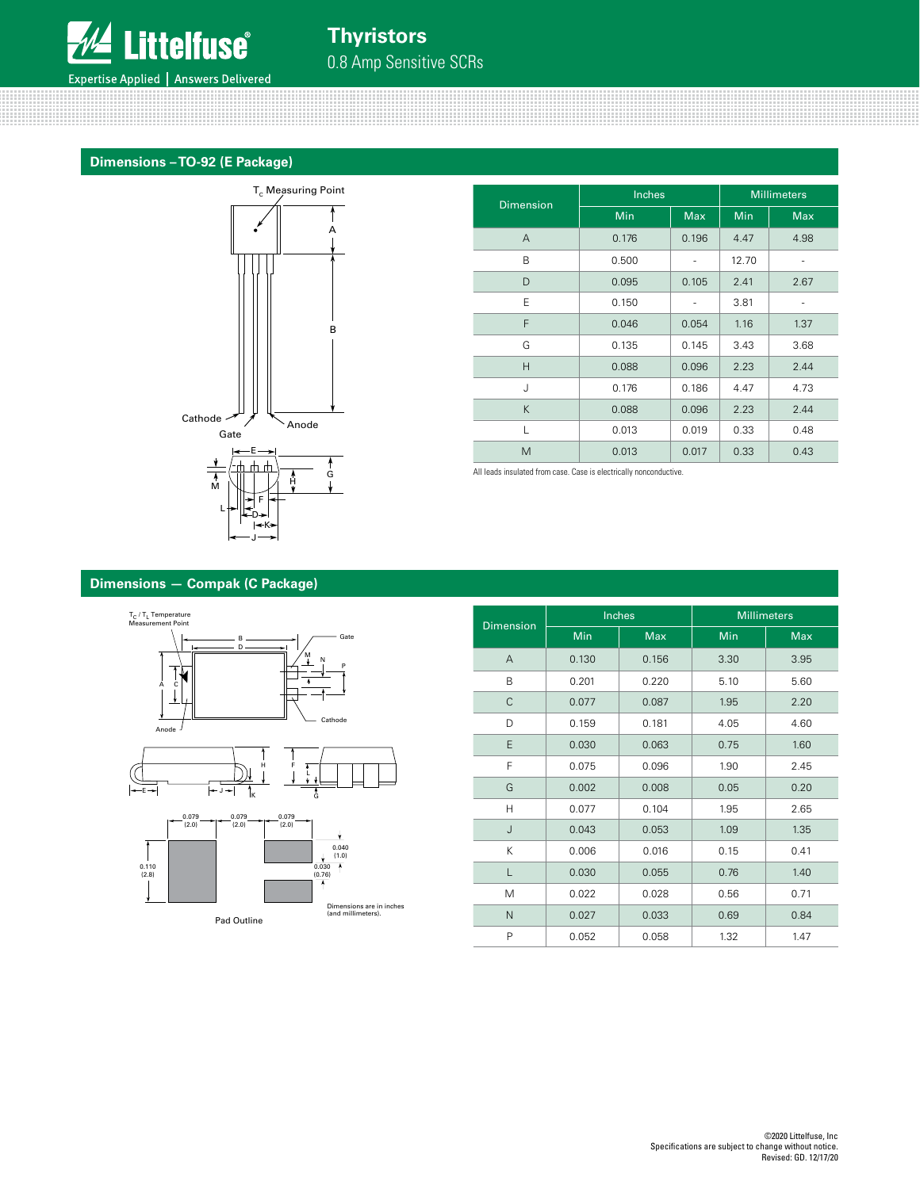## Dimensions – TO-92 (E Package)

| Dimension | Inches | | Millimeters | |
|---|---|---|---|---|
| | Min | Max | Min | Max |
| A | 0.176 | 0.196 | 4.47 | 4.98 |
| B | 0.500 | - | 12.70 | - |
| D | 0.095 | 0.105 | 2.41 | 2.67 |
| E | 0.150 | - | 3.81 | - |
| F | 0.046 | 0.054 | 1.16 | 1.37 |
| G | 0.135 | 0.145 | 3.43 | 3.68 |
| H | 0.088 | 0.096 | 2.23 | 2.44 |
| J | 0.176 | 0.186 | 4.47 | 4.73 |
| K | 0.088 | 0.096 | 2.23 | 2.44 |
| L | 0.013 | 0.019 | 0.33 | 0.48 |
| M | 0.013 | 0.017 | 0.33 | 0.43 |

All leads insulated from case. Case is electrically nonconductive.

## Dimensions — Compak (C Package)

| Dimension | Inches | | Millimeters | |
|---|---|---|---|---|
| | Min | Max | Min | Max |
| A | 0.130 | 0.156 | 3.30 | 3.95 |
| B | 0.201 | 0.220 | 5.10 | 5.60 |
| C | 0.077 | 0.087 | 1.95 | 2.20 |
| D | 0.159 | 0.181 | 4.05 | 4.60 |
| E | 0.030 | 0.063 | 0.75 | 1.60 |
| F | 0.075 | 0.096 | 1.90 | 2.45 |
| G | 0.002 | 0.008 | 0.05 | 0.20 |
| H | 0.077 | 0.104 | 1.95 | 2.65 |
| J | 0.043 | 0.053 | 1.09 | 1.35 |
| K | 0.006 | 0.016 | 0.15 | 0.41 |
| L | 0.030 | 0.055 | 0.76 | 1.40 |
| M | 0.022 | 0.028 | 0.56 | 0.71 |
| N | 0.027 | 0.033 | 0.69 | 0.84 |
| P | 0.052 | 0.058 | 1.32 | 1.47 |

Pad Outline

Dimensions are in inches (and millimeters).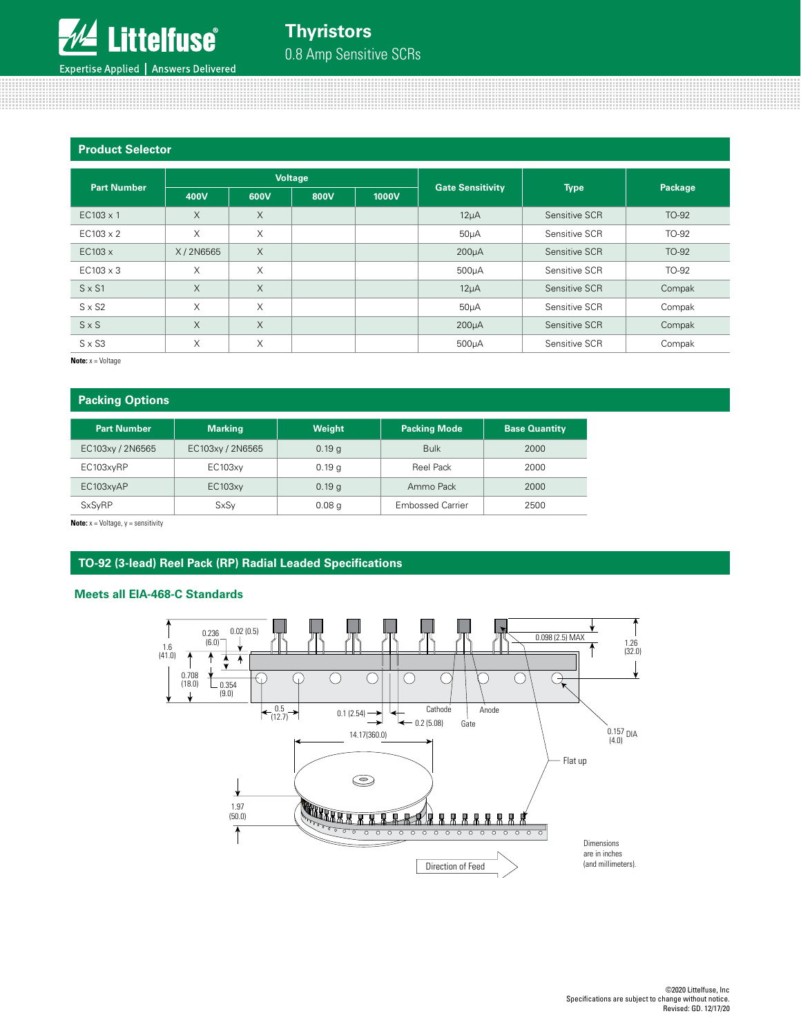## Product Selector

| Part Number | Voltage | | | | Gate Sensitivity | Type | Package |
|---|---|---|---|---|---|---|---|
| | 400V | 600V | 800V | 1000V | | | |
| EC103 x 1 | X | X | | | 12µA | Sensitive SCR | TO-92 |
| EC103 x 2 | X | X | | | 50µA | Sensitive SCR | TO-92 |
| EC103 x | X / 2N6565 | X | | | 200µA | Sensitive SCR | TO-92 |
| EC103 x 3 | X | X | | | 500µA | Sensitive SCR | TO-92 |
| S x S1 | X | X | | | 12µA | Sensitive SCR | Compak |
| S x S2 | X | X | | | 50µA | Sensitive SCR | Compak |
| S x S | X | X | | | 200µA | Sensitive SCR | Compak |
| S x S3 | X | X | | | 500µA | Sensitive SCR | Compak |

**Note:** x = Voltage

## Packing Options

| Part Number | Marking | Weight | Packing Mode | Base Quantity |
|---|---|---|---|---|
| EC103xy / 2N6565 | EC103xy / 2N6565 | 0.19 g | Bulk | 2000 |
| EC103xyRP | EC103xy | 0.19 g | Reel Pack | 2000 |
| EC103xyAP | EC103xy | 0.19 g | Ammo Pack | 2000 |
| SxSyRP | SxSy | 0.08 g | Embossed Carrier | 2500 |

**Note:** x = Voltage, y = sensitivity

## TO-92 (3-lead) Reel Pack (RP) Radial Leaded Specifications

### Meets all EIA-468-C Standards

0.236 (6.0)
0.02 (0.5)
1.6 (41.0)
0.708 (18.0)
0.354 (9.0)
0.5 (12.7)
0.1 (2.54)
0.2 (5.08)
Cathode
Anode
Gate
0.098 (2.5) MAX
1.26 (32.0)
0.157 DIA (4.0)
14.17(360.0)
Flat up
1.97 (50.0)
Direction of Feed

Dimensions are in inches (and millimeters).

©2020 Littelfuse, Inc
Specifications are subject to change without notice.
Revised: GD. 12/17/20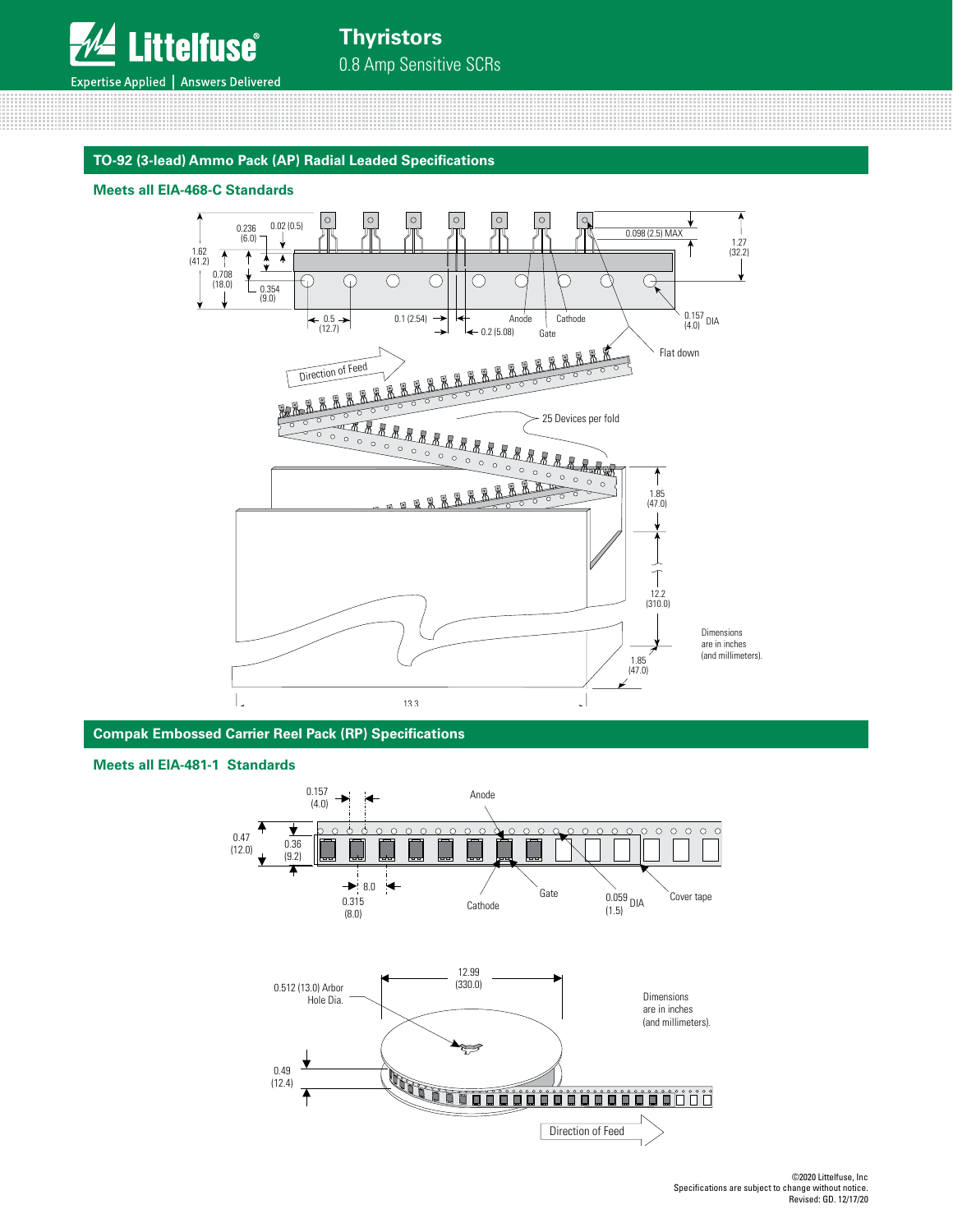## TO-92 (3-lead) Ammo Pack (AP) Radial Leaded Specifications

### Meets all EIA-468-C Standards

0.236 (6.0)
0.02 (0.5)
1.62 (41.2)
0.708 (18.0)
0.354 (9.0)
0.098 (2.5) MAX
1.27 (32.2)
0.5 (12.7)
0.1 (2.54)
0.2 (5.08)
Anode
Cathode
Gate
0.157 (4.0) DIA
Flat down
Direction of Feed
25 Devices per fold
1.85 (47.0)
12.2 (310.0)
1.85 (47.0)
13.3

Dimensions are in inches (and millimeters).

## Compak Embossed Carrier Reel Pack (RP) Specifications

### Meets all EIA-481-1 Standards

0.157 (4.0)
Anode
0.47 (12.0)
0.36 (9.2)
8.0
0.315 (8.0)
Cathode
Gate
0.059 (1.5) DIA
Cover tape

0.512 (13.0) Arbor Hole Dia.
12.99 (330.0)
0.49 (12.4)
Direction of Feed

Dimensions are in inches (and millimeters).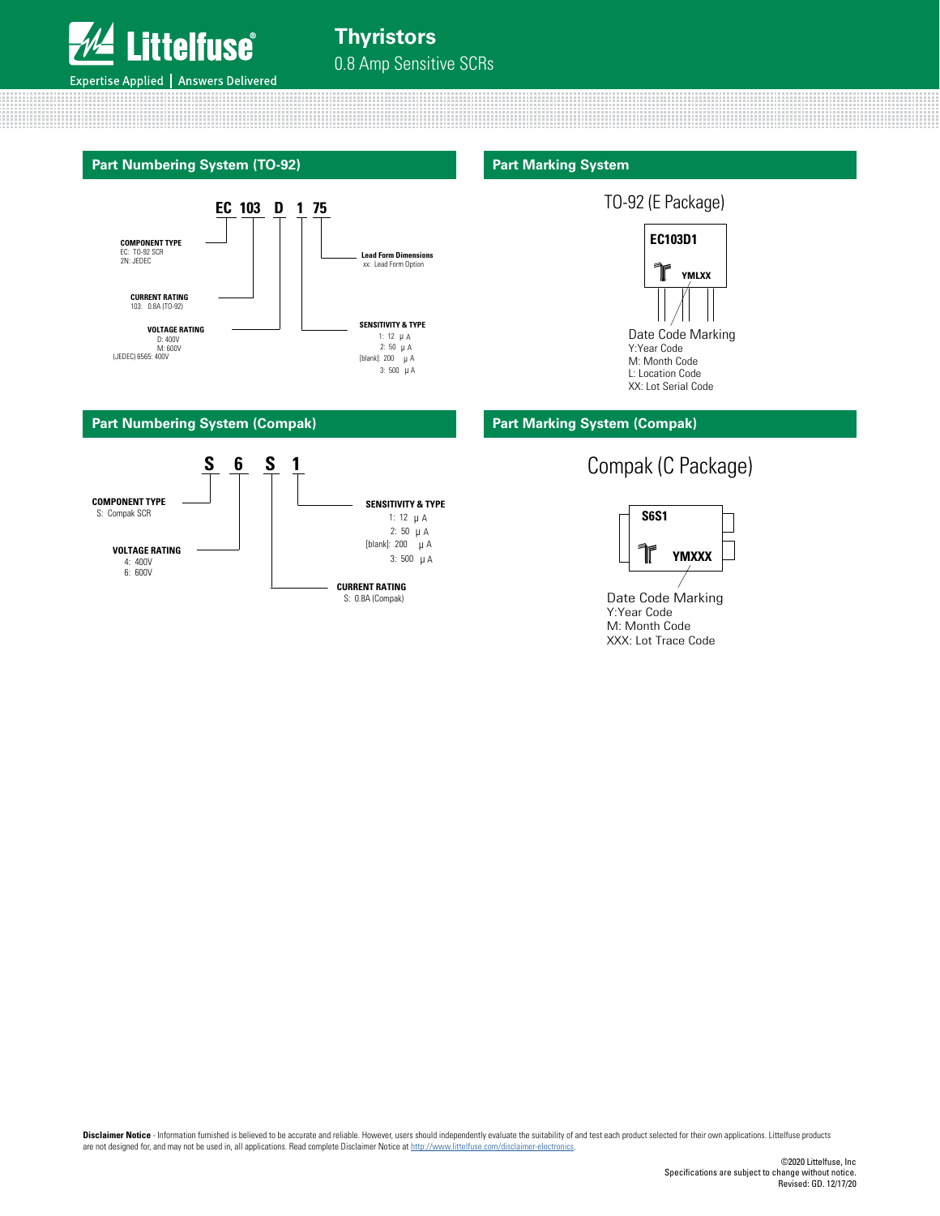## Part Numbering System (TO-92)

**EC 103 D 1 75**

**COMPONENT TYPE**
EC: TO-92 SCR
2N: JEDEC

**CURRENT RATING**
103: 0.8A (TO-92)

**VOLTAGE RATING**
D: 400V
M: 600V
(JEDEC) 6565: 400V

**Lead Form Dimensions**
xx: Lead Form Option

**SENSITIVITY & TYPE**
1: 12 μA
2: 50 μA
[blank]: 200 μA
3: 500 μA

## Part Marking System

TO-92 (E Package)

EC103D1
YMLXX

Date Code Marking
Y:Year Code
M: Month Code
L: Location Code
XX: Lot Serial Code

## Part Numbering System (Compak)

**S 6 S 1**

**COMPONENT TYPE**
S: Compak SCR

**VOLTAGE RATING**
4: 400V
6: 600V

**SENSITIVITY & TYPE**
1: 12 μA
2: 50 μA
[blank]: 200 μA
3: 500 μA

**CURRENT RATING**
S: 0.8A (Compak)

## Part Marking System (Compak)

Compak (C Package)

S6S1
YMXXX

Date Code Marking
Y:Year Code
M: Month Code
XXX: Lot Trace Code

**Disclaimer Notice** - Information furnished is believed to be accurate and reliable. However, users should independently evaluate the suitability of and test each product selected for their own applications. Littelfuse products are not designed for, and may not be used in, all applications. Read complete Disclaimer Notice at http://www.littelfuse.com/disclaimer-electronics.

©2020 Littelfuse, Inc
Specifications are subject to change without notice.
Revised: GD. 12/17/20